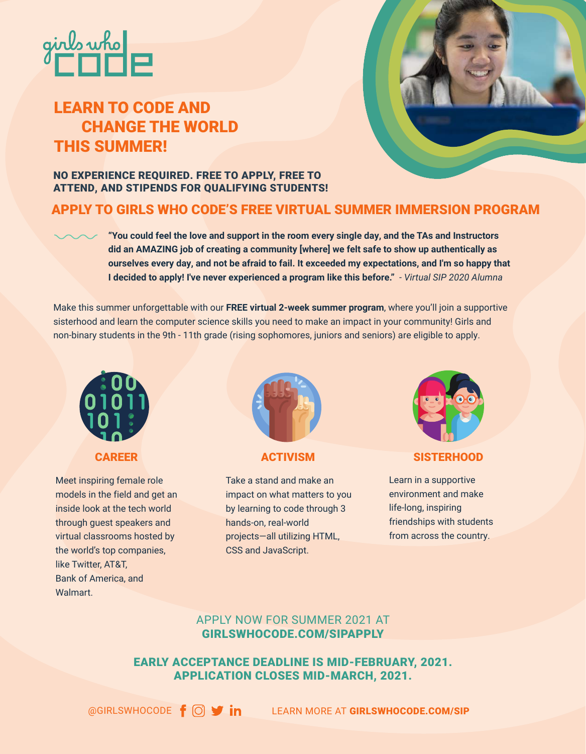girls who code

# LEARN TO CODE AND CHANGE THE WORLD THIS SUMMER!

**NO EXPERIENCE REQUIRED. FREE TO APPLY, FREE TO ATTEND, AND STIPENDS FOR QUALIFYING STUDENTS!**

## APPLY TO GIRLS WHO CODE'S FREE VIRTUAL SUMMER IMMERSION PROGRAM

> **"You could feel the love and support in the room every single day, and the TAs and Instructors did an AMAZING job of creating a community [where] we felt safe to show up authentically as ourselves every day, and not be afraid to fail. It exceeded my expectations, and I'm so happy that I decided to apply! I've never experienced a program like this before."** *- Virtual SIP 2020 Alumna*

Make this summer unforgettable with our **FREE virtual 2-week summer program**, where you'll join a supportive sisterhood and learn the computer science skills you need to make an impact in your community! Girls and non-binary students in the 9th - 11th grade (rising sophomores, juniors and seniors) are eligible to apply.

### CAREER

Meet inspiring female role models in the field and get an inside look at the tech world through guest speakers and virtual classrooms hosted by the world's top companies, like Twitter, AT&T, Bank of America, and Walmart.

### ACTIVISM

Take a stand and make an impact on what matters to you by learning to code through 3 hands-on, real-world projects—all utilizing HTML, CSS and JavaScript.

### SISTERHOOD

Learn in a supportive environment and make life-long, inspiring friendships with students from across the country.

APPLY NOW FOR SUMMER 2021 AT **GIRLSWHOCODE.COM/SIPAPPLY**

**EARLY ACCEPTANCE DEADLINE IS MID-FEBRUARY, 2021.**
**APPLICATION CLOSES MID-MARCH, 2021.**

@GIRLSWHOCODE

LEARN MORE AT **GIRLSWHOCODE.COM/SIP**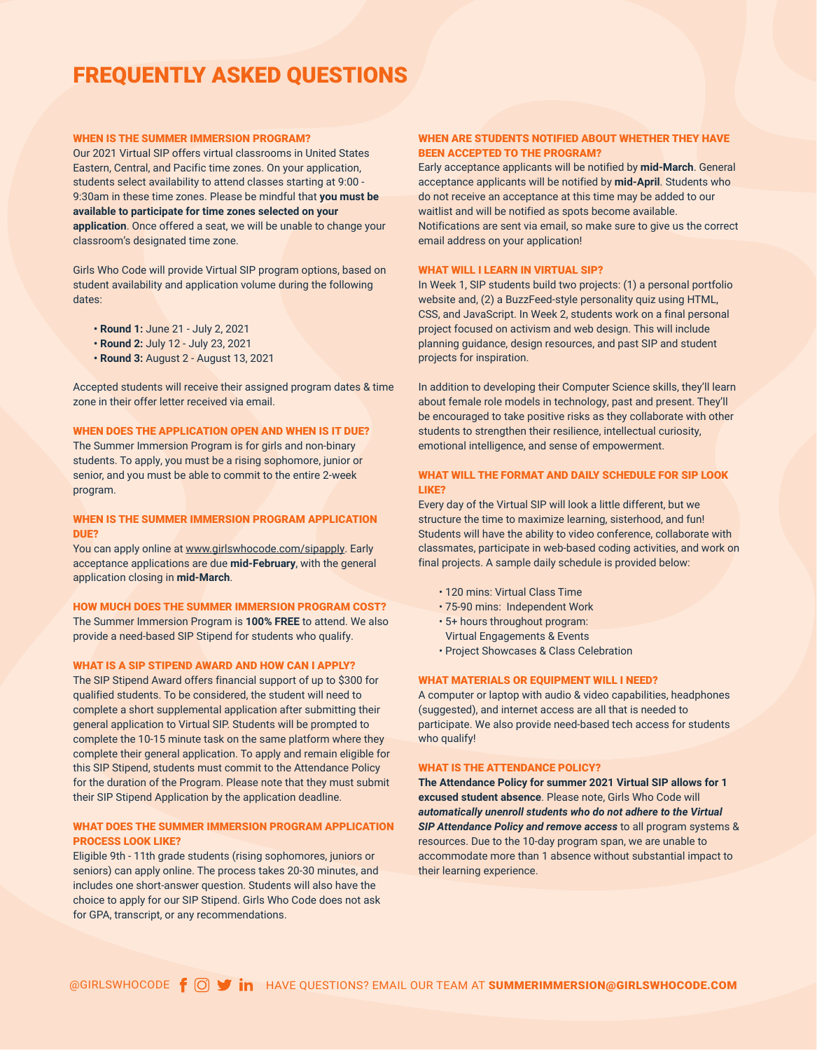# FREQUENTLY ASKED QUESTIONS

### WHEN IS THE SUMMER IMMERSION PROGRAM?

Our 2021 Virtual SIP offers virtual classrooms in United States Eastern, Central, and Pacific time zones. On your application, students select availability to attend classes starting at 9:00 - 9:30am in these time zones. Please be mindful that **you must be available to participate for time zones selected on your application**. Once offered a seat, we will be unable to change your classroom's designated time zone.

Girls Who Code will provide Virtual SIP program options, based on student availability and application volume during the following dates:

- **Round 1:** June 21 - July 2, 2021
- **Round 2:** July 12 - July 23, 2021
- **Round 3:** August 2 - August 13, 2021

Accepted students will receive their assigned program dates & time zone in their offer letter received via email.

### WHEN DOES THE APPLICATION OPEN AND WHEN IS IT DUE?

The Summer Immersion Program is for girls and non-binary students. To apply, you must be a rising sophomore, junior or senior, and you must be able to commit to the entire 2-week program.

### WHEN IS THE SUMMER IMMERSION PROGRAM APPLICATION DUE?

You can apply online at www.girlswhocode.com/sipapply. Early acceptance applications are due **mid-February**, with the general application closing in **mid-March**.

### HOW MUCH DOES THE SUMMER IMMERSION PROGRAM COST?

The Summer Immersion Program is **100% FREE** to attend. We also provide a need-based SIP Stipend for students who qualify.

### WHAT IS A SIP STIPEND AWARD AND HOW CAN I APPLY?

The SIP Stipend Award offers financial support of up to $300 for qualified students. To be considered, the student will need to complete a short supplemental application after submitting their general application to Virtual SIP. Students will be prompted to complete the 10-15 minute task on the same platform where they complete their general application. To apply and remain eligible for this SIP Stipend, students must commit to the Attendance Policy for the duration of the Program. Please note that they must submit their SIP Stipend Application by the application deadline.

### WHAT DOES THE SUMMER IMMERSION PROGRAM APPLICATION PROCESS LOOK LIKE?

Eligible 9th - 11th grade students (rising sophomores, juniors or seniors) can apply online. The process takes 20-30 minutes, and includes one short-answer question. Students will also have the choice to apply for our SIP Stipend. Girls Who Code does not ask for GPA, transcript, or any recommendations.

### WHEN ARE STUDENTS NOTIFIED ABOUT WHETHER THEY HAVE BEEN ACCEPTED TO THE PROGRAM?

Early acceptance applicants will be notified by **mid-March**. General acceptance applicants will be notified by **mid-April**. Students who do not receive an acceptance at this time may be added to our waitlist and will be notified as spots become available. Notifications are sent via email, so make sure to give us the correct email address on your application!

### WHAT WILL I LEARN IN VIRTUAL SIP?

In Week 1, SIP students build two projects: (1) a personal portfolio website and, (2) a BuzzFeed-style personality quiz using HTML, CSS, and JavaScript. In Week 2, students work on a final personal project focused on activism and web design. This will include planning guidance, design resources, and past SIP and student projects for inspiration.

In addition to developing their Computer Science skills, they'll learn about female role models in technology, past and present. They'll be encouraged to take positive risks as they collaborate with other students to strengthen their resilience, intellectual curiosity, emotional intelligence, and sense of empowerment.

### WHAT WILL THE FORMAT AND DAILY SCHEDULE FOR SIP LOOK LIKE?

Every day of the Virtual SIP will look a little different, but we structure the time to maximize learning, sisterhood, and fun! Students will have the ability to video conference, collaborate with classmates, participate in web-based coding activities, and work on final projects. A sample daily schedule is provided below:

- 120 mins: Virtual Class Time
- 75-90 mins: Independent Work
- 5+ hours throughout program: Virtual Engagements & Events
- Project Showcases & Class Celebration

### WHAT MATERIALS OR EQUIPMENT WILL I NEED?

A computer or laptop with audio & video capabilities, headphones (suggested), and internet access are all that is needed to participate. We also provide need-based tech access for students who qualify!

### WHAT IS THE ATTENDANCE POLICY?

**The Attendance Policy for summer 2021 Virtual SIP allows for 1 excused student absence**. Please note, Girls Who Code will ***automatically unenroll students who do not adhere to the Virtual SIP Attendance Policy and remove access*** to all program systems & resources. Due to the 10-day program span, we are unable to accommodate more than 1 absence without substantial impact to their learning experience.

@GIRLSWHOCODE HAVE QUESTIONS? EMAIL OUR TEAM AT **SUMMERIMMERSION@GIRLSWHOCODE.COM**